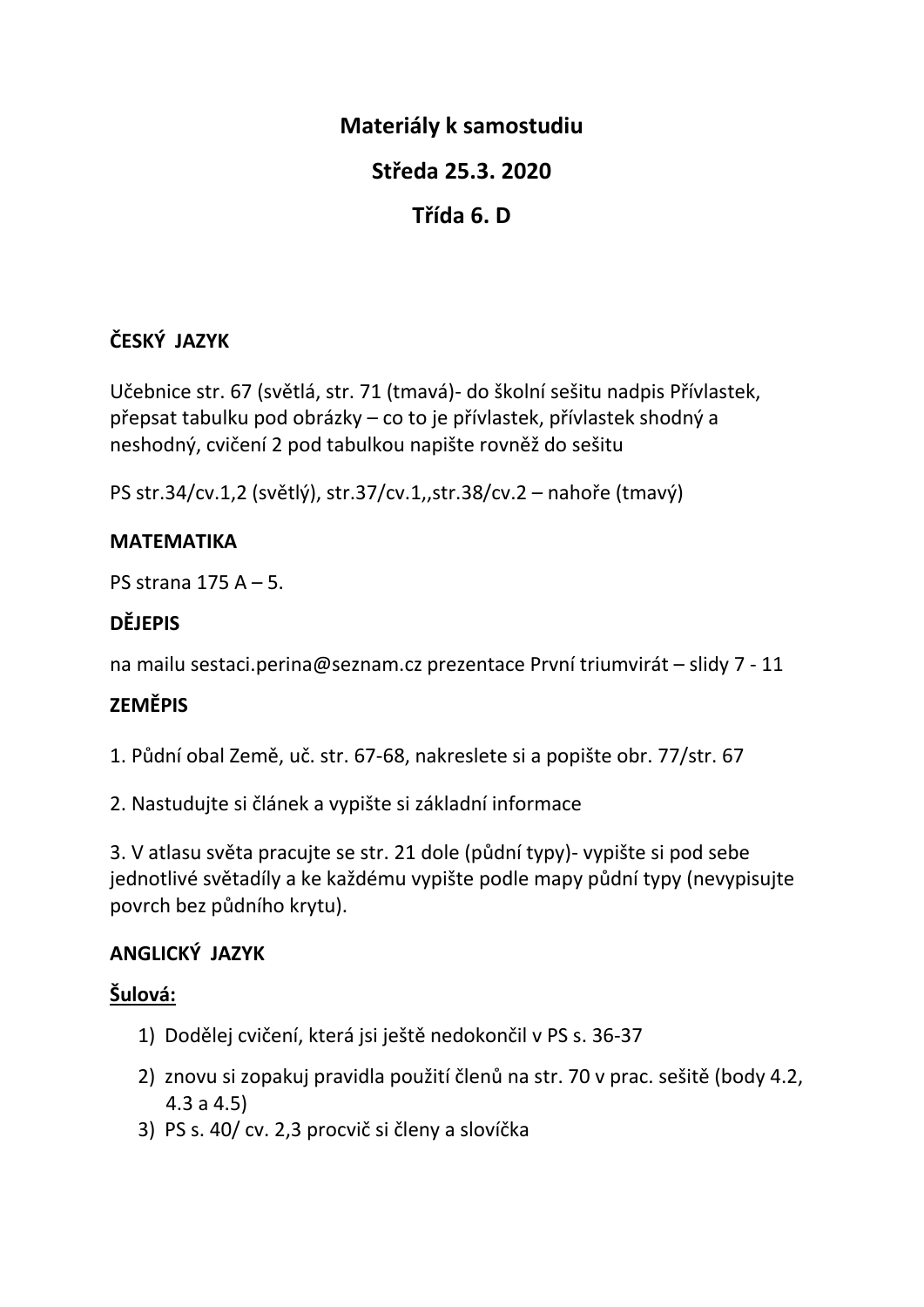# Materiály k samostudiu

## Středa 25.3. 2020

## Třída 6. D

### ČESKÝ JAZYK

Učebnice str. 67 (světlá, str. 71 (tmavá)- do školní sešitu nadpis Přívlastek, přepsat tabulku pod obrázky – co to je přívlastek, přívlastek shodný a neshodný, cvičení 2 pod tabulkou napište rovněž do sešitu

PS str.34/cv.1,2 (světlý), str.37/cv.1,,str.38/cv.2 – nahoře (tmavý)

### MATEMATIKA

PS strana 175 A – 5.

### DĚJEPIS

na mailu sestaci.perina@seznam.cz prezentace První triumvirát – slidy 7 - 11

### ZEMĚPIS

1. Půdní obal Země, uč. str. 67-68, nakreslete si a popište obr. 77/str. 67

2. Nastudujte si článek a vypište si základní informace

3. V atlasu světa pracujte se str. 21 dole (půdní typy)- vypište si pod sebe jednotlivé světadíly a ke každému vypište podle mapy půdní typy (nevypisujte povrch bez půdního krytu).

### ANGLICKÝ JAZYK

**Šulová:**

1) Dodělej cvičení, která jsi ještě nedokončil v PS s. 36-37
2) znovu si zopakuj pravidla použití členů na str. 70 v prac. sešitě (body 4.2, 4.3 a 4.5)
3) PS s. 40/ cv. 2,3 procvič si členy a slovíčka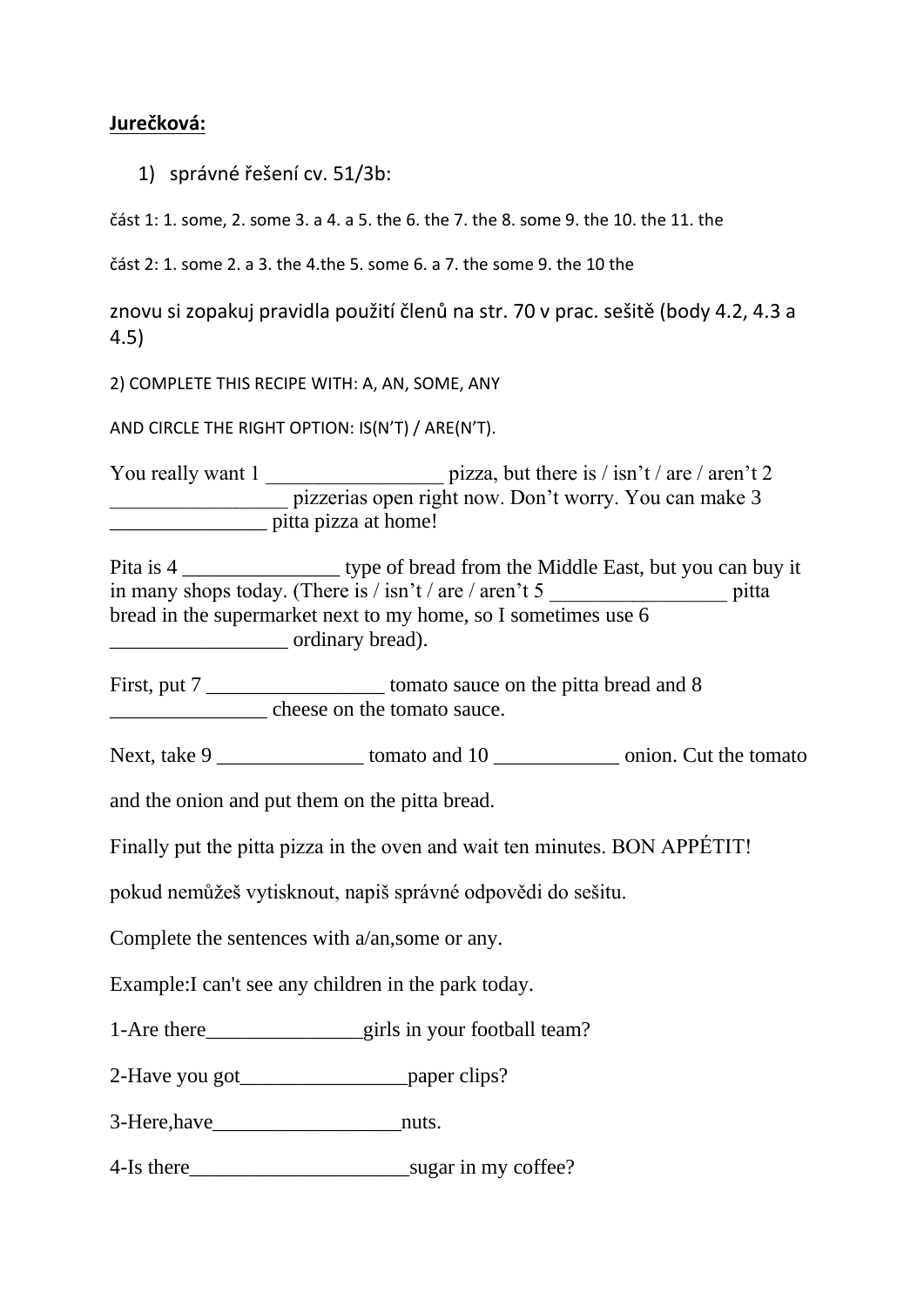**Jurečková:**

1) správné řešení cv. 51/3b:

část 1: 1. some, 2. some 3. a 4. a 5. the 6. the 7. the 8. some 9. the 10. the 11. the

část 2: 1. some 2. a 3. the 4.the 5. some 6. a 7. the some 9. the 10 the

znovu si zopakuj pravidla použití členů na str. 70 v prac. sešitě (body 4.2, 4.3 a 4.5)

2) COMPLETE THIS RECIPE WITH: A, AN, SOME, ANY

AND CIRCLE THE RIGHT OPTION: IS(N'T) / ARE(N'T).

You really want 1 _________________ pizza, but there is / isn't / are / aren't 2 _________________ pizzerias open right now. Don't worry. You can make 3 _______________ pitta pizza at home!

Pita is 4 _______________ type of bread from the Middle East, but you can buy it in many shops today. (There is / isn't / are / aren't 5 _________________ pitta bread in the supermarket next to my home, so I sometimes use 6 _________________ ordinary bread).

First, put 7 _________________ tomato sauce on the pitta bread and 8 _______________ cheese on the tomato sauce.

Next, take 9 ______________ tomato and 10 ____________ onion. Cut the tomato and the onion and put them on the pitta bread.

Finally put the pitta pizza in the oven and wait ten minutes. BON APPÉTIT!

pokud nemůžeš vytisknout, napiš správné odpovědi do sešitu.

Complete the sentences with a/an,some or any.

Example:I can't see any children in the park today.

1-Are there_______________girls in your football team?

2-Have you got________________paper clips?

3-Here,have__________________nuts.

4-Is there_____________________sugar in my coffee?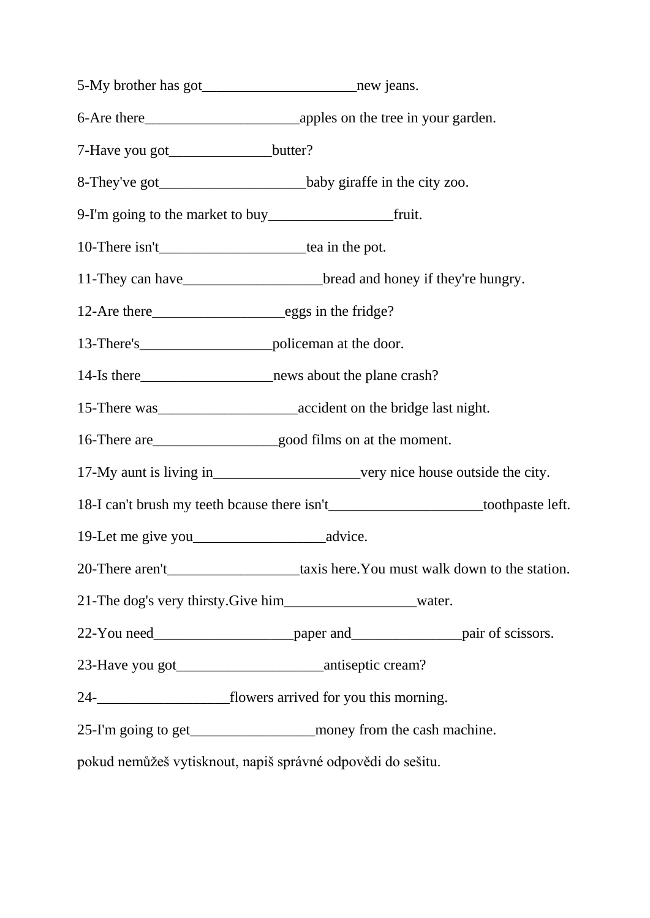5-My brother has got_____________________new jeans.

6-Are there_____________________apples on the tree in your garden.

7-Have you got______________butter?

8-They've got____________________baby giraffe in the city zoo.

9-I'm going to the market to buy_________________fruit.

10-There isn't____________________tea in the pot.

11-They can have___________________bread and honey if they're hungry.

12-Are there__________________eggs in the fridge?

13-There's__________________policeman at the door.

14-Is there__________________news about the plane crash?

15-There was___________________accident on the bridge last night.

16-There are_________________good films on at the moment.

17-My aunt is living in____________________very nice house outside the city.

18-I can't brush my teeth bcause there isn't_____________________toothpaste left.

19-Let me give you__________________advice.

20-There aren't__________________taxis here.You must walk down to the station.

21-The dog's very thirsty.Give him__________________water.

22-You need___________________paper and_______________pair of scissors.

23-Have you got____________________antiseptic cream?

24-__________________flowers arrived for you this morning.

25-I'm going to get_________________money from the cash machine.

pokud nemůžeš vytisknout, napiš správné odpovědi do sešitu.